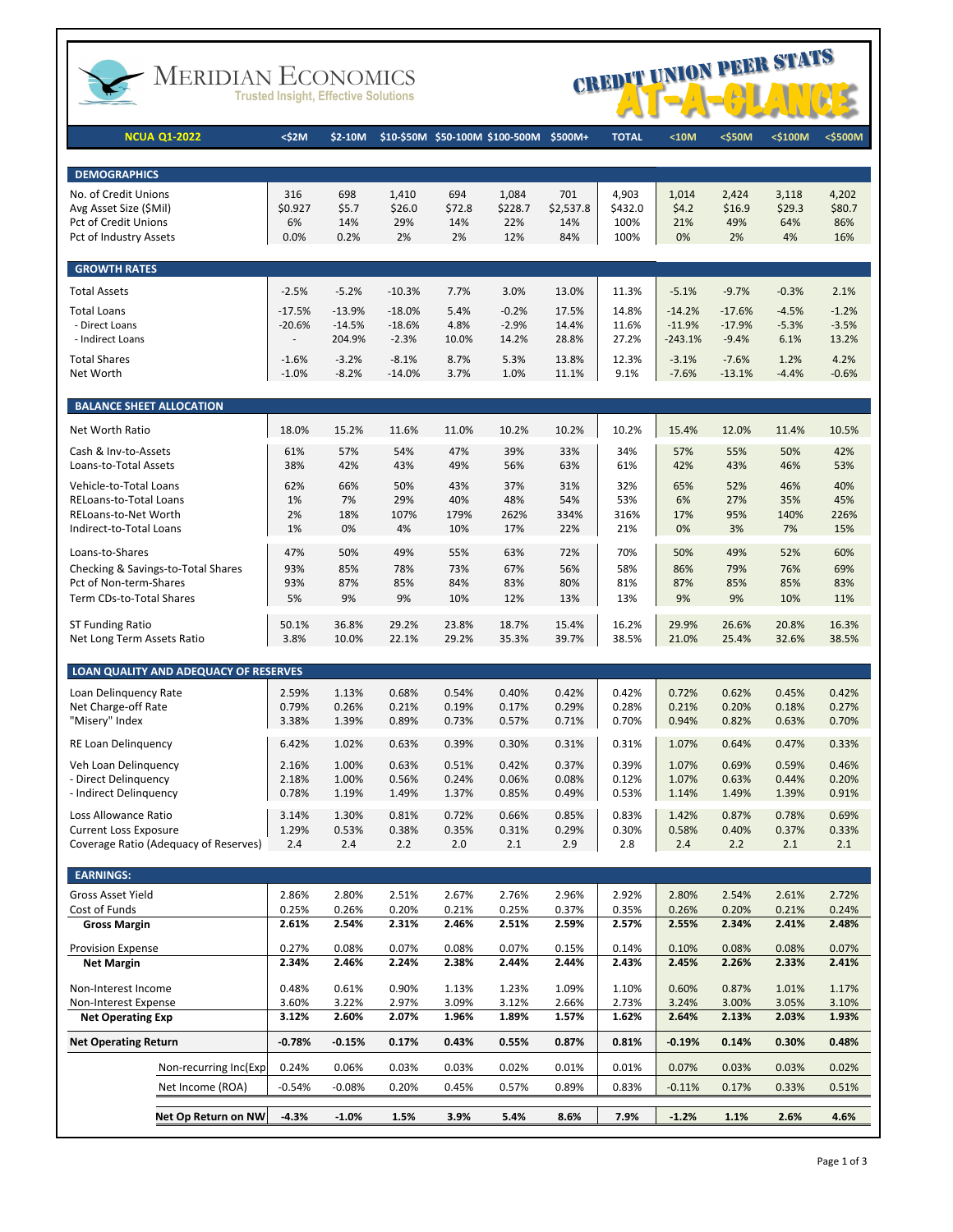# Meridian Economics

Trusted Insight, Effective Solutions

## Credit Union Peer Stats At-A-Glance

| NCUA Q1-2022 | <$2M | $2-10M | $10-$50M | $50-100M | $100-500M | $500M+ | TOTAL | <10M | <$50M | <$100M | <$500M |
|---|---|---|---|---|---|---|---|---|---|---|---|
| **DEMOGRAPHICS** | | | | | | | | | | | |
| No. of Credit Unions | 316 | 698 | 1,410 | 694 | 1,084 | 701 | 4,903 | 1,014 | 2,424 | 3,118 | 4,202 |
| Avg Asset Size ($Mil) | $0.927 | $5.7 | $26.0 | $72.8 | $228.7 | $2,537.8 | $432.0 | $4.2 | $16.9 | $29.3 | $80.7 |
| Pct of Credit Unions | 6% | 14% | 29% | 14% | 22% | 14% | 100% | 21% | 49% | 64% | 86% |
| Pct of Industry Assets | 0.0% | 0.2% | 2% | 2% | 12% | 84% | 100% | 0% | 2% | 4% | 16% |
| **GROWTH RATES** | | | | | | | | | | | |
| Total Assets | -2.5% | -5.2% | -10.3% | 7.7% | 3.0% | 13.0% | 11.3% | -5.1% | -9.7% | -0.3% | 2.1% |
| Total Loans | -17.5% | -13.9% | -18.0% | 5.4% | -0.2% | 17.5% | 14.8% | -14.2% | -17.6% | -4.5% | -1.2% |
| - Direct Loans | -20.6% | -14.5% | -18.6% | 4.8% | -2.9% | 14.4% | 11.6% | -11.9% | -17.9% | -5.3% | -3.5% |
| - Indirect Loans | - | 204.9% | -2.3% | 10.0% | 14.2% | 28.8% | 27.2% | -243.1% | -9.4% | 6.1% | 13.2% |
| Total Shares | -1.6% | -3.2% | -8.1% | 8.7% | 5.3% | 13.8% | 12.3% | -3.1% | -7.6% | 1.2% | 4.2% |
| Net Worth | -1.0% | -8.2% | -14.0% | 3.7% | 1.0% | 11.1% | 9.1% | -7.6% | -13.1% | -4.4% | -0.6% |
| **BALANCE SHEET ALLOCATION** | | | | | | | | | | | |
| Net Worth Ratio | 18.0% | 15.2% | 11.6% | 11.0% | 10.2% | 10.2% | 10.2% | 15.4% | 12.0% | 11.4% | 10.5% |
| Cash & Inv-to-Assets | 61% | 57% | 54% | 47% | 39% | 33% | 34% | 57% | 55% | 50% | 42% |
| Loans-to-Total Assets | 38% | 42% | 43% | 49% | 56% | 63% | 61% | 42% | 43% | 46% | 53% |
| Vehicle-to-Total Loans | 62% | 66% | 50% | 43% | 37% | 31% | 32% | 65% | 52% | 46% | 40% |
| RELoans-to-Total Loans | 1% | 7% | 29% | 40% | 48% | 54% | 53% | 6% | 27% | 35% | 45% |
| RELoans-to-Net Worth | 2% | 18% | 107% | 179% | 262% | 334% | 316% | 17% | 95% | 140% | 226% |
| Indirect-to-Total Loans | 1% | 0% | 4% | 10% | 17% | 22% | 21% | 0% | 3% | 7% | 15% |
| Loans-to-Shares | 47% | 50% | 49% | 55% | 63% | 72% | 70% | 50% | 49% | 52% | 60% |
| Checking & Savings-to-Total Shares | 93% | 85% | 78% | 73% | 67% | 56% | 58% | 86% | 79% | 76% | 69% |
| Pct of Non-term-Shares | 93% | 87% | 85% | 84% | 83% | 80% | 81% | 87% | 85% | 85% | 83% |
| Term CDs-to-Total Shares | 5% | 9% | 9% | 10% | 12% | 13% | 13% | 9% | 9% | 10% | 11% |
| ST Funding Ratio | 50.1% | 36.8% | 29.2% | 23.8% | 18.7% | 15.4% | 16.2% | 29.9% | 26.6% | 20.8% | 16.3% |
| Net Long Term Assets Ratio | 3.8% | 10.0% | 22.1% | 29.2% | 35.3% | 39.7% | 38.5% | 21.0% | 25.4% | 32.6% | 38.5% |
| **LOAN QUALITY AND ADEQUACY OF RESERVES** | | | | | | | | | | | |
| Loan Delinquency Rate | 2.59% | 1.13% | 0.68% | 0.54% | 0.40% | 0.42% | 0.42% | 0.72% | 0.62% | 0.45% | 0.42% |
| Net Charge-off Rate | 0.79% | 0.26% | 0.21% | 0.19% | 0.17% | 0.29% | 0.28% | 0.21% | 0.20% | 0.18% | 0.27% |
| "Misery" Index | 3.38% | 1.39% | 0.89% | 0.73% | 0.57% | 0.71% | 0.70% | 0.94% | 0.82% | 0.63% | 0.70% |
| RE Loan Delinquency | 6.42% | 1.02% | 0.63% | 0.39% | 0.30% | 0.31% | 0.31% | 1.07% | 0.64% | 0.47% | 0.33% |
| Veh Loan Delinquency | 2.16% | 1.00% | 0.63% | 0.51% | 0.42% | 0.37% | 0.39% | 1.07% | 0.69% | 0.59% | 0.46% |
| - Direct Delinquency | 2.18% | 1.00% | 0.56% | 0.24% | 0.06% | 0.08% | 0.12% | 1.07% | 0.63% | 0.44% | 0.20% |
| - Indirect Delinquency | 0.78% | 1.19% | 1.49% | 1.37% | 0.85% | 0.49% | 0.53% | 1.14% | 1.49% | 1.39% | 0.91% |
| Loss Allowance Ratio | 3.14% | 1.30% | 0.81% | 0.72% | 0.66% | 0.85% | 0.83% | 1.42% | 0.87% | 0.78% | 0.69% |
| Current Loss Exposure | 1.29% | 0.53% | 0.38% | 0.35% | 0.31% | 0.29% | 0.30% | 0.58% | 0.40% | 0.37% | 0.33% |
| Coverage Ratio (Adequacy of Reserves) | 2.4 | 2.4 | 2.2 | 2.0 | 2.1 | 2.9 | 2.8 | 2.4 | 2.2 | 2.1 | 2.1 |
| **EARNINGS:** | | | | | | | | | | | |
| Gross Asset Yield | 2.86% | 2.80% | 2.51% | 2.67% | 2.76% | 2.96% | 2.92% | 2.80% | 2.54% | 2.61% | 2.72% |
| Cost of Funds | 0.25% | 0.26% | 0.20% | 0.21% | 0.25% | 0.37% | 0.35% | 0.26% | 0.20% | 0.21% | 0.24% |
| **Gross Margin** | **2.61%** | **2.54%** | **2.31%** | **2.46%** | **2.51%** | **2.59%** | **2.57%** | **2.55%** | **2.34%** | **2.41%** | **2.48%** |
| Provision Expense | 0.27% | 0.08% | 0.07% | 0.08% | 0.07% | 0.15% | 0.14% | 0.10% | 0.08% | 0.08% | 0.07% |
| **Net Margin** | **2.34%** | **2.46%** | **2.24%** | **2.38%** | **2.44%** | **2.44%** | **2.43%** | **2.45%** | **2.26%** | **2.33%** | **2.41%** |
| Non-Interest Income | 0.48% | 0.61% | 0.90% | 1.13% | 1.23% | 1.09% | 1.10% | 0.60% | 0.87% | 1.01% | 1.17% |
| Non-Interest Expense | 3.60% | 3.22% | 2.97% | 3.09% | 3.12% | 2.66% | 2.73% | 3.24% | 3.00% | 3.05% | 3.10% |
| **Net Operating Exp** | **3.12%** | **2.60%** | **2.07%** | **1.96%** | **1.89%** | **1.57%** | **1.62%** | **2.64%** | **2.13%** | **2.03%** | **1.93%** |
| **Net Operating Return** | **-0.78%** | **-0.15%** | **0.17%** | **0.43%** | **0.55%** | **0.87%** | **0.81%** | **-0.19%** | **0.14%** | **0.30%** | **0.48%** |
| Non-recurring Inc(Exp) | 0.24% | 0.06% | 0.03% | 0.03% | 0.02% | 0.01% | 0.01% | 0.07% | 0.03% | 0.03% | 0.02% |
| Net Income (ROA) | -0.54% | -0.08% | 0.20% | 0.45% | 0.57% | 0.89% | 0.83% | -0.11% | 0.17% | 0.33% | 0.51% |
| **Net Op Return on NW** | **-4.3%** | **-1.0%** | **1.5%** | **3.9%** | **5.4%** | **8.6%** | **7.9%** | **-1.2%** | **1.1%** | **2.6%** | **4.6%** |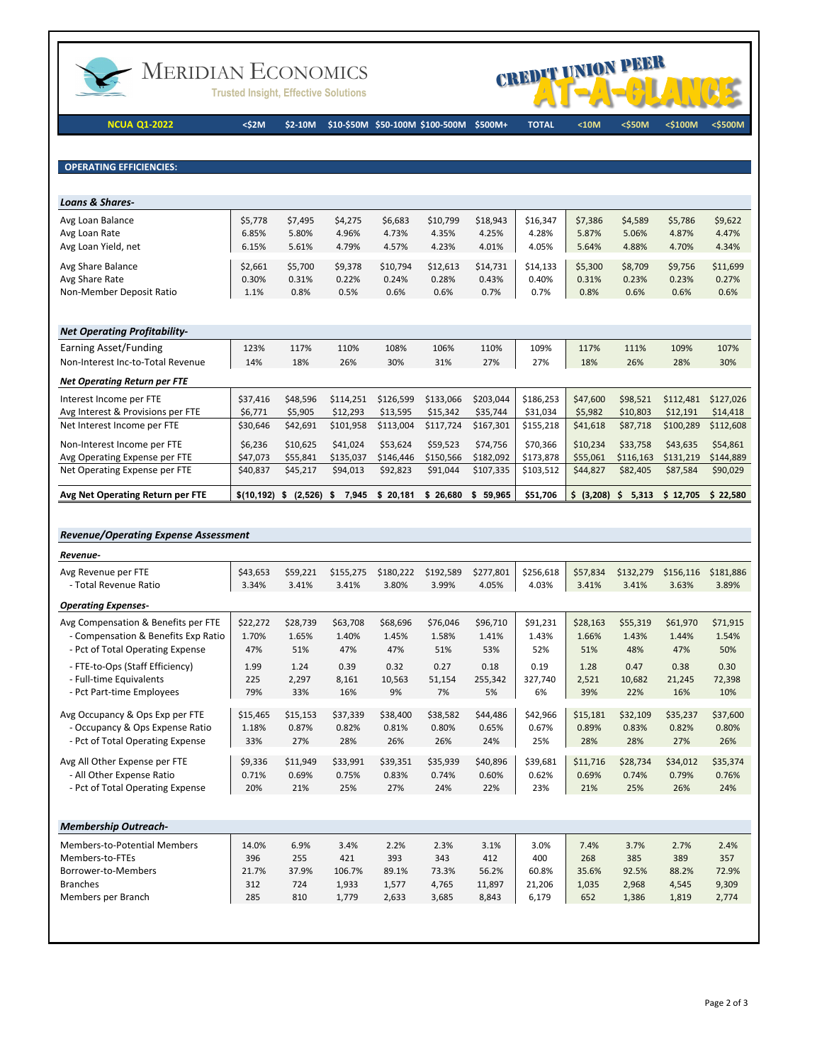# MERIDIAN ECONOMICS

Trusted Insight, Effective Solutions

CREDIT UNION PEER AT-A-GLANCE

| NCUA Q1-2022 | <$2M | $2-10M | $10-$50M | $50-100M | $100-500M | $500M+ | TOTAL | <10M | <$50M | <$100M | <$500M |
|---|---|---|---|---|---|---|---|---|---|---|---|
| **OPERATING EFFICIENCIES:** | | | | | | | | | | | |
| ***Loans & Shares-*** | | | | | | | | | | | |
| Avg Loan Balance | $5,778 | $7,495 | $4,275 | $6,683 | $10,799 | $18,943 | $16,347 | $7,386 | $4,589 | $5,786 | $9,622 |
| Avg Loan Rate | 6.85% | 5.80% | 4.96% | 4.73% | 4.35% | 4.25% | 4.28% | 5.87% | 5.06% | 4.87% | 4.47% |
| Avg Loan Yield, net | 6.15% | 5.61% | 4.79% | 4.57% | 4.23% | 4.01% | 4.05% | 5.64% | 4.88% | 4.70% | 4.34% |
| Avg Share Balance | $2,661 | $5,700 | $9,378 | $10,794 | $12,613 | $14,731 | $14,133 | $5,300 | $8,709 | $9,756 | $11,699 |
| Avg Share Rate | 0.30% | 0.31% | 0.22% | 0.24% | 0.28% | 0.43% | 0.40% | 0.31% | 0.23% | 0.23% | 0.27% |
| Non-Member Deposit Ratio | 1.1% | 0.8% | 0.5% | 0.6% | 0.6% | 0.7% | 0.7% | 0.8% | 0.6% | 0.6% | 0.6% |
| ***Net Operating Profitability-*** | | | | | | | | | | | |
| Earning Asset/Funding | 123% | 117% | 110% | 108% | 106% | 110% | 109% | 117% | 111% | 109% | 107% |
| Non-Interest Inc-to-Total Revenue | 14% | 18% | 26% | 30% | 31% | 27% | 27% | 18% | 26% | 28% | 30% |
| ***Net Operating Return per FTE*** | | | | | | | | | | | |
| Interest Income per FTE | $37,416 | $48,596 | $114,251 | $126,599 | $133,066 | $203,044 | $186,253 | $47,600 | $98,521 | $112,481 | $127,026 |
| Avg Interest & Provisions per FTE | $6,771 | $5,905 | $12,293 | $13,595 | $15,342 | $35,744 | $31,034 | $5,982 | $10,803 | $12,191 | $14,418 |
| Net Interest Income per FTE | $30,646 | $42,691 | $101,958 | $113,004 | $117,724 | $167,301 | $155,218 | $41,618 | $87,718 | $100,289 | $112,608 |
| Non-Interest Income per FTE | $6,236 | $10,625 | $41,024 | $53,624 | $59,523 | $74,756 | $70,366 | $10,234 | $33,758 | $43,635 | $54,861 |
| Avg Operating Expense per FTE | $47,073 | $55,841 | $135,037 | $146,446 | $150,566 | $182,092 | $173,878 | $55,061 | $116,163 | $131,219 | $144,889 |
| Net Operating Expense per FTE | $40,837 | $45,217 | $94,013 | $92,823 | $91,044 | $107,335 | $103,512 | $44,827 | $82,405 | $87,584 | $90,029 |
| **Avg Net Operating Return per FTE** | **$(10,192)** | **$ (2,526)** | **$ 7,945** | **$ 20,181** | **$ 26,680** | **$ 59,965** | **$51,706** | **$ (3,208)** | **$ 5,313** | **$ 12,705** | **$ 22,580** |

| ***Revenue/Operating Expense Assessment*** | <$2M | $2-10M | $10-$50M | $50-100M | $100-500M | $500M+ | TOTAL | <10M | <$50M | <$100M | <$500M |
|---|---|---|---|---|---|---|---|---|---|---|---|
| ***Revenue-*** | | | | | | | | | | | |
| Avg Revenue per FTE | $43,653 | $59,221 | $155,275 | $180,222 | $192,589 | $277,801 | $256,618 | $57,834 | $132,279 | $156,116 | $181,886 |
| - Total Revenue Ratio | 3.34% | 3.41% | 3.41% | 3.80% | 3.99% | 4.05% | 4.03% | 3.41% | 3.41% | 3.63% | 3.89% |
| ***Operating Expenses-*** | | | | | | | | | | | |
| Avg Compensation & Benefits per FTE | $22,272 | $28,739 | $63,708 | $68,696 | $76,046 | $96,710 | $91,231 | $28,163 | $55,319 | $61,970 | $71,915 |
| - Compensation & Benefits Exp Ratio | 1.70% | 1.65% | 1.40% | 1.45% | 1.58% | 1.41% | 1.43% | 1.66% | 1.43% | 1.44% | 1.54% |
| - Pct of Total Operating Expense | 47% | 51% | 47% | 47% | 51% | 53% | 52% | 51% | 48% | 47% | 50% |
| - FTE-to-Ops (Staff Efficiency) | 1.99 | 1.24 | 0.39 | 0.32 | 0.27 | 0.18 | 0.19 | 1.28 | 0.47 | 0.38 | 0.30 |
| - Full-time Equivalents | 225 | 2,297 | 8,161 | 10,563 | 51,154 | 255,342 | 327,740 | 2,521 | 10,682 | 21,245 | 72,398 |
| - Pct Part-time Employees | 79% | 33% | 16% | 9% | 7% | 5% | 6% | 39% | 22% | 16% | 10% |
| Avg Occupancy & Ops Exp per FTE | $15,465 | $15,153 | $37,339 | $38,400 | $38,582 | $44,486 | $42,966 | $15,181 | $32,109 | $35,237 | $37,600 |
| - Occupancy & Ops Expense Ratio | 1.18% | 0.87% | 0.82% | 0.81% | 0.80% | 0.65% | 0.67% | 0.89% | 0.83% | 0.82% | 0.80% |
| - Pct of Total Operating Expense | 33% | 27% | 28% | 26% | 26% | 24% | 25% | 28% | 28% | 27% | 26% |
| Avg All Other Expense per FTE | $9,336 | $11,949 | $33,991 | $39,351 | $35,939 | $40,896 | $39,681 | $11,716 | $28,734 | $34,012 | $35,374 |
| - All Other Expense Ratio | 0.71% | 0.69% | 0.75% | 0.83% | 0.74% | 0.60% | 0.62% | 0.69% | 0.74% | 0.79% | 0.76% |
| - Pct of Total Operating Expense | 20% | 21% | 25% | 27% | 24% | 22% | 23% | 21% | 25% | 26% | 24% |
| ***Membership Outreach-*** | | | | | | | | | | | |
| Members-to-Potential Members | 14.0% | 6.9% | 3.4% | 2.2% | 2.3% | 3.1% | 3.0% | 7.4% | 3.7% | 2.7% | 2.4% |
| Members-to-FTEs | 396 | 255 | 421 | 393 | 343 | 412 | 400 | 268 | 385 | 389 | 357 |
| Borrower-to-Members | 21.7% | 37.9% | 106.7% | 89.1% | 73.3% | 56.2% | 60.8% | 35.6% | 92.5% | 88.2% | 72.9% |
| Branches | 312 | 724 | 1,933 | 1,577 | 4,765 | 11,897 | 21,206 | 1,035 | 2,968 | 4,545 | 9,309 |
| Members per Branch | 285 | 810 | 1,779 | 2,633 | 3,685 | 8,843 | 6,179 | 652 | 1,386 | 1,819 | 2,774 |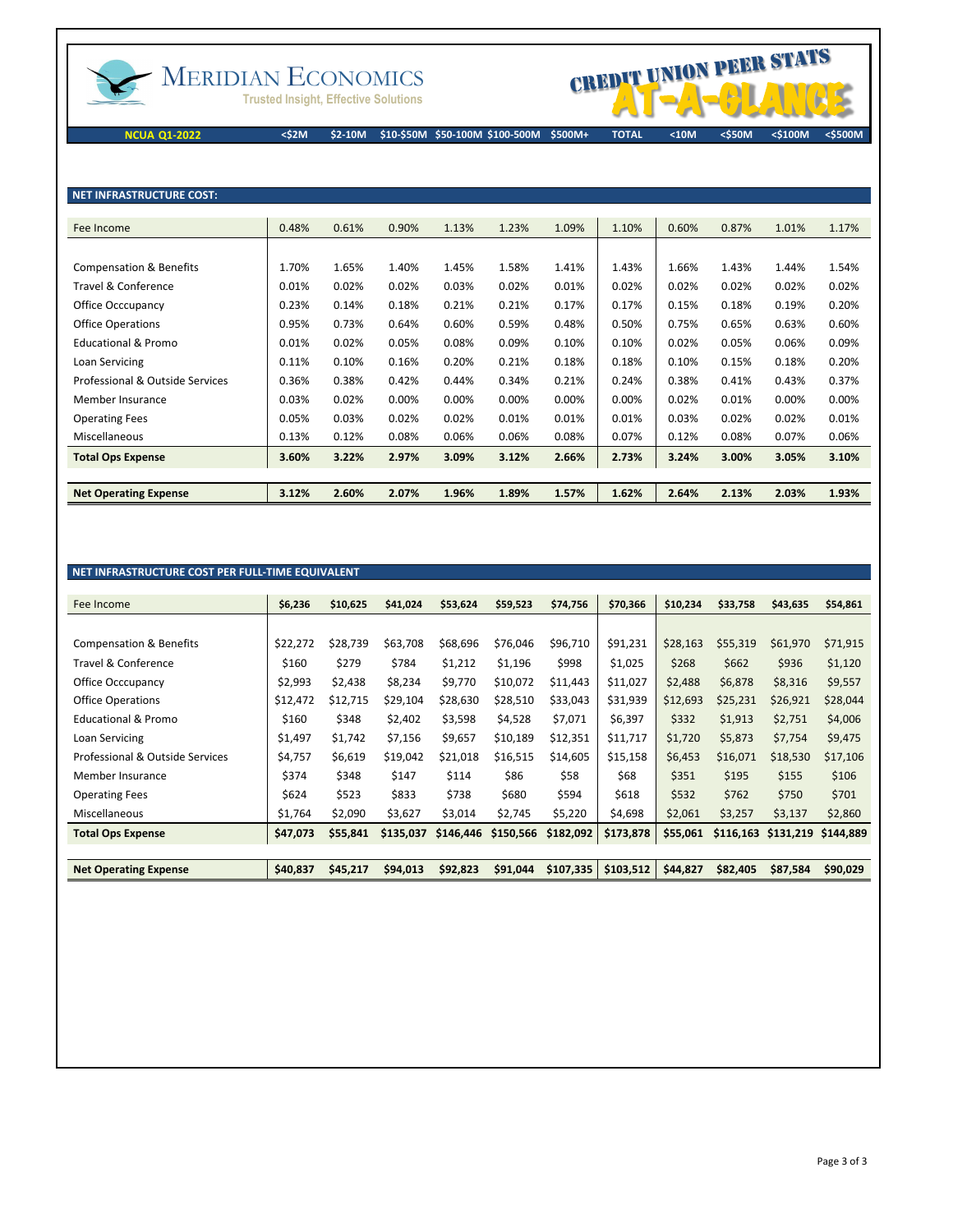# MERIDIAN ECONOMICS

Trusted Insight, Effective Solutions

CREDIT UNION PEER STATS AT-A-GLANCE

## NET INFRASTRUCTURE COST:

| NCUA Q1-2022 | <$2M | $2-10M | $10-$50M | $50-100M | $100-500M | $500M+ | TOTAL | <10M | <$50M | <$100M | <$500M |
|---|---|---|---|---|---|---|---|---|---|---|---|
| Fee Income | 0.48% | 0.61% | 0.90% | 1.13% | 1.23% | 1.09% | 1.10% | 0.60% | 0.87% | 1.01% | 1.17% |
| Compensation & Benefits | 1.70% | 1.65% | 1.40% | 1.45% | 1.58% | 1.41% | 1.43% | 1.66% | 1.43% | 1.44% | 1.54% |
| Travel & Conference | 0.01% | 0.02% | 0.02% | 0.03% | 0.02% | 0.01% | 0.02% | 0.02% | 0.02% | 0.02% | 0.02% |
| Office Occcupancy | 0.23% | 0.14% | 0.18% | 0.21% | 0.21% | 0.17% | 0.17% | 0.15% | 0.18% | 0.19% | 0.20% |
| Office Operations | 0.95% | 0.73% | 0.64% | 0.60% | 0.59% | 0.48% | 0.50% | 0.75% | 0.65% | 0.63% | 0.60% |
| Educational & Promo | 0.01% | 0.02% | 0.05% | 0.08% | 0.09% | 0.10% | 0.10% | 0.02% | 0.05% | 0.06% | 0.09% |
| Loan Servicing | 0.11% | 0.10% | 0.16% | 0.20% | 0.21% | 0.18% | 0.18% | 0.10% | 0.15% | 0.18% | 0.20% |
| Professional & Outside Services | 0.36% | 0.38% | 0.42% | 0.44% | 0.34% | 0.21% | 0.24% | 0.38% | 0.41% | 0.43% | 0.37% |
| Member Insurance | 0.03% | 0.02% | 0.00% | 0.00% | 0.00% | 0.00% | 0.00% | 0.02% | 0.01% | 0.00% | 0.00% |
| Operating Fees | 0.05% | 0.03% | 0.02% | 0.02% | 0.01% | 0.01% | 0.01% | 0.03% | 0.02% | 0.02% | 0.01% |
| Miscellaneous | 0.13% | 0.12% | 0.08% | 0.06% | 0.06% | 0.08% | 0.07% | 0.12% | 0.08% | 0.07% | 0.06% |
| **Total Ops Expense** | **3.60%** | **3.22%** | **2.97%** | **3.09%** | **3.12%** | **2.66%** | **2.73%** | **3.24%** | **3.00%** | **3.05%** | **3.10%** |
| **Net Operating Expense** | **3.12%** | **2.60%** | **2.07%** | **1.96%** | **1.89%** | **1.57%** | **1.62%** | **2.64%** | **2.13%** | **2.03%** | **1.93%** |

## NET INFRASTRUCTURE COST PER FULL-TIME EQUIVALENT

| NCUA Q1-2022 | <$2M | $2-10M | $10-$50M | $50-100M | $100-500M | $500M+ | TOTAL | <10M | <$50M | <$100M | <$500M |
|---|---|---|---|---|---|---|---|---|---|---|---|
| Fee Income | **$6,236** | **$10,625** | **$41,024** | **$53,624** | **$59,523** | **$74,756** | **$70,366** | **$10,234** | **$33,758** | **$43,635** | **$54,861** |
| Compensation & Benefits | $22,272 | $28,739 | $63,708 | $68,696 | $76,046 | $96,710 | $91,231 | $28,163 | $55,319 | $61,970 | $71,915 |
| Travel & Conference | $160 | $279 | $784 | $1,212 | $1,196 | $998 | $1,025 | $268 | $662 | $936 | $1,120 |
| Office Occcupancy | $2,993 | $2,438 | $8,234 | $9,770 | $10,072 | $11,443 | $11,027 | $2,488 | $6,878 | $8,316 | $9,557 |
| Office Operations | $12,472 | $12,715 | $29,104 | $28,630 | $28,510 | $33,043 | $31,939 | $12,693 | $25,231 | $26,921 | $28,044 |
| Educational & Promo | $160 | $348 | $2,402 | $3,598 | $4,528 | $7,071 | $6,397 | $332 | $1,913 | $2,751 | $4,006 |
| Loan Servicing | $1,497 | $1,742 | $7,156 | $9,657 | $10,189 | $12,351 | $11,717 | $1,720 | $5,873 | $7,754 | $9,475 |
| Professional & Outside Services | $4,757 | $6,619 | $19,042 | $21,018 | $16,515 | $14,605 | $15,158 | $6,453 | $16,071 | $18,530 | $17,106 |
| Member Insurance | $374 | $348 | $147 | $114 | $86 | $58 | $68 | $351 | $195 | $155 | $106 |
| Operating Fees | $624 | $523 | $833 | $738 | $680 | $594 | $618 | $532 | $762 | $750 | $701 |
| Miscellaneous | $1,764 | $2,090 | $3,627 | $3,014 | $2,745 | $5,220 | $4,698 | $2,061 | $3,257 | $3,137 | $2,860 |
| **Total Ops Expense** | **$47,073** | **$55,841** | **$135,037** | **$146,446** | **$150,566** | **$182,092** | **$173,878** | **$55,061** | **$116,163** | **$131,219** | **$144,889** |
| **Net Operating Expense** | **$40,837** | **$45,217** | **$94,013** | **$92,823** | **$91,044** | **$107,335** | **$103,512** | **$44,827** | **$82,405** | **$87,584** | **$90,029** |